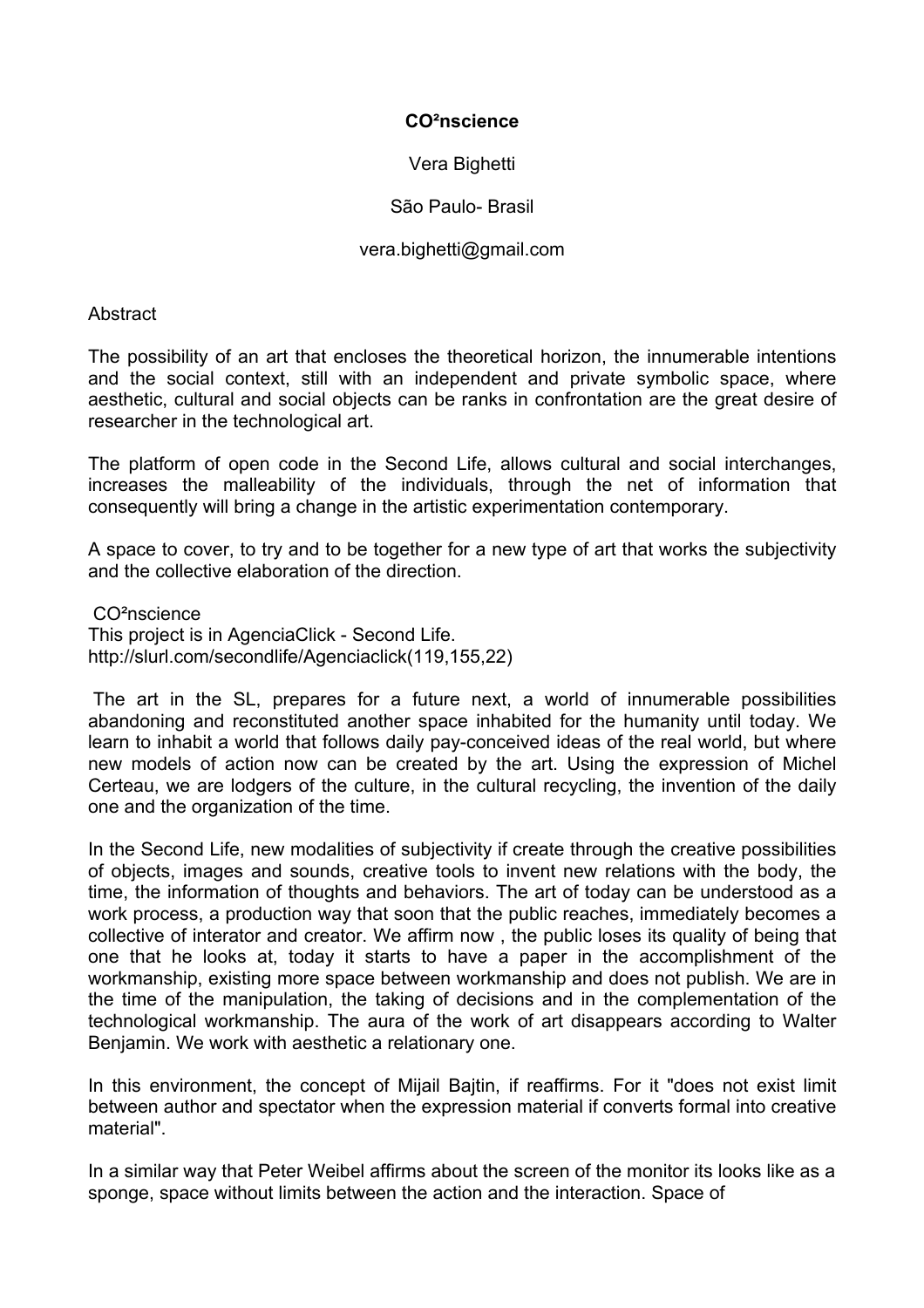# CO²nscience

Vera Bighetti

São Paulo- Brasil

vera.bighetti@gmail.com

Abstract

The possibility of an art that encloses the theoretical horizon, the innumerable intentions and the social context, still with an independent and private symbolic space, where aesthetic, cultural and social objects can be ranks in confrontation are the great desire of researcher in the technological art.

The platform of open code in the Second Life, allows cultural and social interchanges, increases the malleability of the individuals, through the net of information that consequently will bring a change in the artistic experimentation contemporary.

A space to cover, to try and to be together for a new type of art that works the subjectivity and the collective elaboration of the direction.

CO²nscience
This project is in AgenciaClick - Second Life.
http://slurl.com/secondlife/Agenciaclick(119,155,22)

The art in the SL, prepares for a future next, a world of innumerable possibilities abandoning and reconstituted another space inhabited for the humanity until today. We learn to inhabit a world that follows daily pay-conceived ideas of the real world, but where new models of action now can be created by the art. Using the expression of Michel Certeau, we are lodgers of the culture, in the cultural recycling, the invention of the daily one and the organization of the time.

In the Second Life, new modalities of subjectivity if create through the creative possibilities of objects, images and sounds, creative tools to invent new relations with the body, the time, the information of thoughts and behaviors. The art of today can be understood as a work process, a production way that soon that the public reaches, immediately becomes a collective of interator and creator. We affirm now , the public loses its quality of being that one that he looks at, today it starts to have a paper in the accomplishment of the workmanship, existing more space between workmanship and does not publish. We are in the time of the manipulation, the taking of decisions and in the complementation of the technological workmanship. The aura of the work of art disappears according to Walter Benjamin. We work with aesthetic a relationary one.

In this environment, the concept of Mijail Bajtin, if reaffirms. For it "does not exist limit between author and spectator when the expression material if converts formal into creative material".

In a similar way that Peter Weibel affirms about the screen of the monitor its looks like as a sponge, space without limits between the action and the interaction. Space of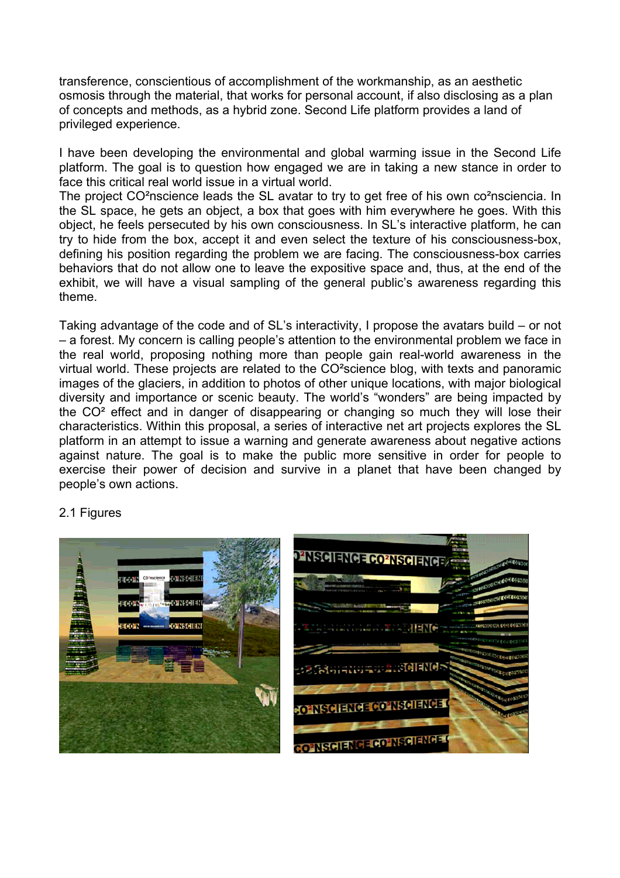transference, conscientious of accomplishment of the workmanship, as an aesthetic osmosis through the material, that works for personal account, if also disclosing as a plan of concepts and methods, as a hybrid zone. Second Life platform provides a land of privileged experience.

I have been developing the environmental and global warming issue in the Second Life platform. The goal is to question how engaged we are in taking a new stance in order to face this critical real world issue in a virtual world.
The project CO²nscience leads the SL avatar to try to get free of his own co²nsciencia. In the SL space, he gets an object, a box that goes with him everywhere he goes. With this object, he feels persecuted by his own consciousness. In SL's interactive platform, he can try to hide from the box, accept it and even select the texture of his consciousness-box, defining his position regarding the problem we are facing. The consciousness-box carries behaviors that do not allow one to leave the expositive space and, thus, at the end of the exhibit, we will have a visual sampling of the general public's awareness regarding this theme.

Taking advantage of the code and of SL's interactivity, I propose the avatars build – or not – a forest. My concern is calling people's attention to the environmental problem we face in the real world, proposing nothing more than people gain real-world awareness in the virtual world. These projects are related to the CO²science blog, with texts and panoramic images of the glaciers, in addition to photos of other unique locations, with major biological diversity and importance or scenic beauty. The world's "wonders" are being impacted by the CO² effect and in danger of disappearing or changing so much they will lose their characteristics. Within this proposal, a series of interactive net art projects explores the SL platform in an attempt to issue a warning and generate awareness about negative actions against nature. The goal is to make the public more sensitive in order for people to exercise their power of decision and survive in a planet that have been changed by people's own actions.

2.1 Figures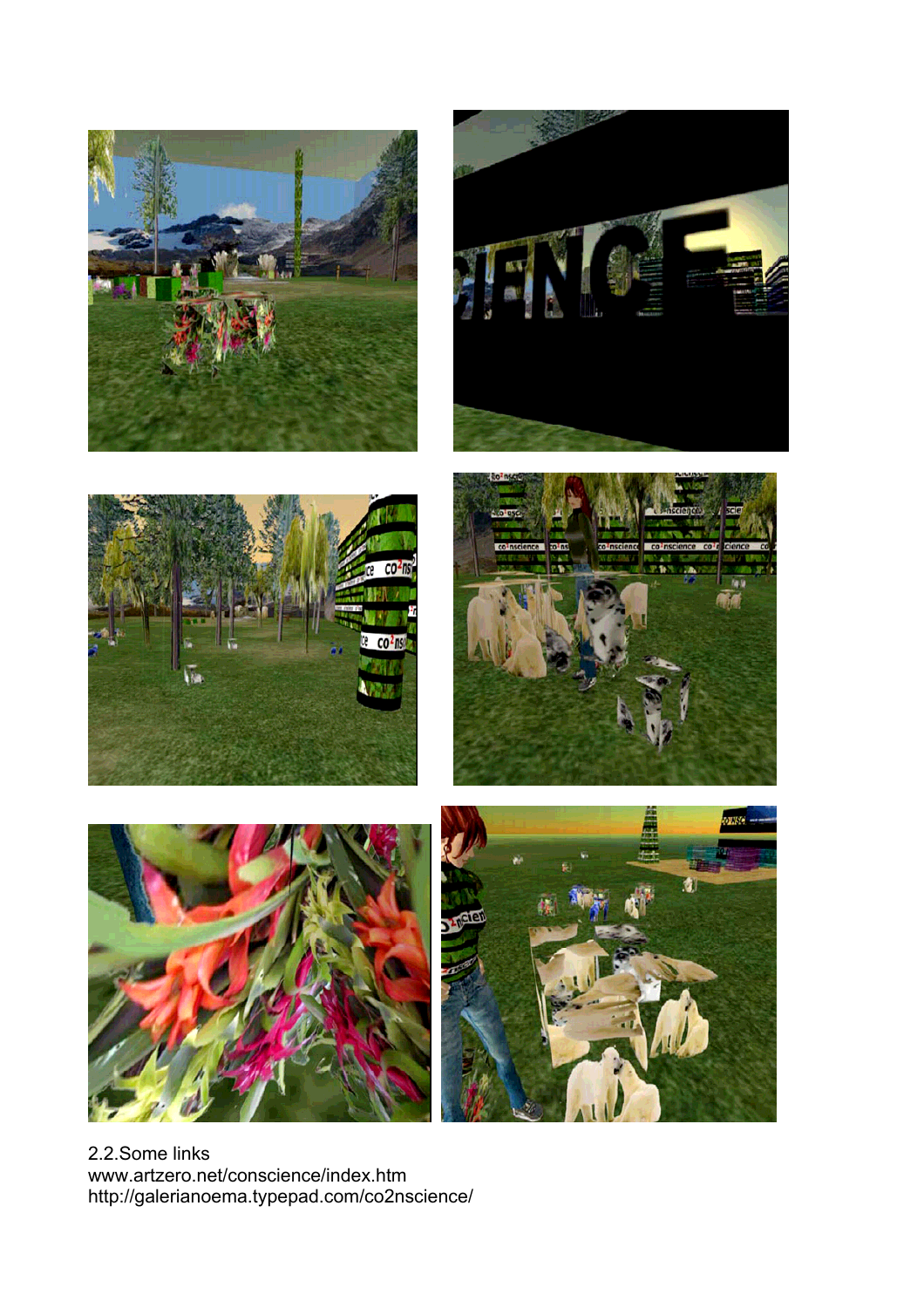2.2.Some links
www.artzero.net/conscience/index.htm
http://galerianoema.typepad.com/co2nscience/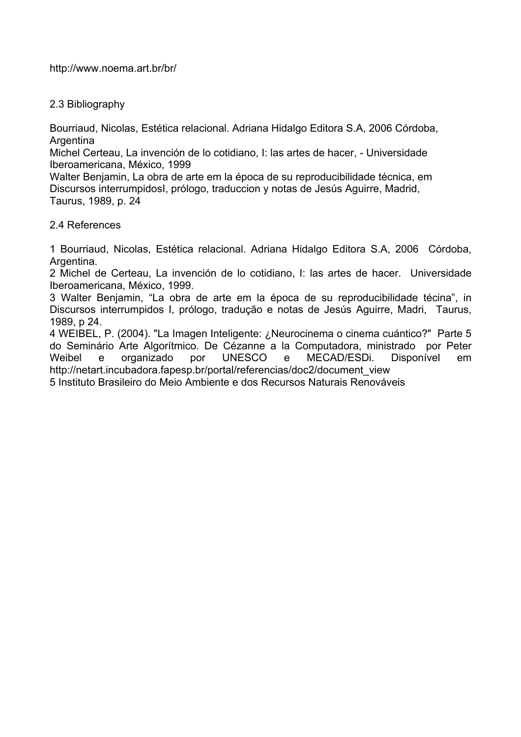http://www.noema.art.br/br/

## 2.3 Bibliography

Bourriaud, Nicolas, Estética relacional. Adriana Hidalgo Editora S.A, 2006 Córdoba, Argentina
Michel Certeau, La invención de lo cotidiano, I: las artes de hacer, - Universidade Iberoamericana, México, 1999
Walter Benjamin, La obra de arte em la época de su reproducibilidade técnica, em Discursos interrumpidosI, prólogo, traduccion y notas de Jesús Aguirre, Madrid, Taurus, 1989, p. 24

## 2.4 References

1 Bourriaud, Nicolas, Estética relacional. Adriana Hidalgo Editora S.A, 2006 Córdoba, Argentina.
2 Michel de Certeau, La invención de lo cotidiano, I: las artes de hacer. Universidade Iberoamericana, México, 1999.
3 Walter Benjamin, "La obra de arte em la época de su reproducibilidade técina", in Discursos interrumpidos I, prólogo, tradução e notas de Jesús Aguirre, Madri, Taurus, 1989, p 24.
4 WEIBEL, P. (2004). "La Imagen Inteligente: ¿Neurocinema o cinema cuántico?" Parte 5 do Seminário Arte Algorítmico. De Cézanne a la Computadora, ministrado por Peter Weibel e organizado por UNESCO e MECAD/ESDi. Disponível em http://netart.incubadora.fapesp.br/portal/referencias/doc2/document_view
5 Instituto Brasileiro do Meio Ambiente e dos Recursos Naturais Renováveis